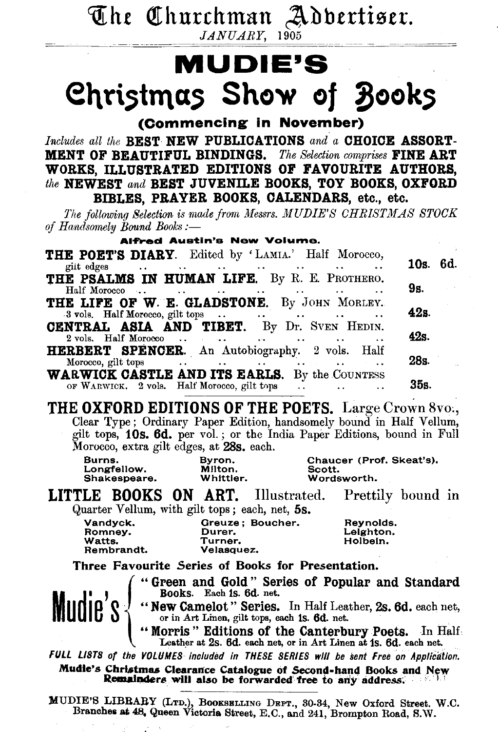# The Churchman Advertiser.

*JANUARY,* 1905

# MUDIE'S

# Christmas Show of Books

**(Commencing in November)**

*Includes all the* **BEST NEW PUBLICATIONS** *and a* **CHOICE ASSORTMENT OF BEAUTIFUL BINDINGS.** *The Selection comprises* **FINE ART WORKS, ILLUSTRATED EDITIONS OF FAVOURITE AUTHORS,** *the* **NEWEST** *and* **BEST JUVENILE BOOKS, TOY BOOKS, OXFORD BIBLES, PRAYER BOOKS, CALENDARS, etc., etc.**

*The following Selection is made from Messrs. MUDIE'S CHRISTMAS STOCK of Handsomely Bound Books:—*

**Alfred Austin's New Volume.**

**THE POET'S DIARY.** Edited by 'LAMIA.' Half Morocco, gilt edges .. .. .. .. .. .. .. .. **10s. 6d.**

**THE PSALMS IN HUMAN LIFE.** By R. E. PROTHERO. Half Morocco .. .. .. .. .. .. .. .. **9s.**

**THE LIFE OF W. E. GLADSTONE.** By JOHN MORLEY. 3 vols. Half Morocco, gilt tops .. .. .. .. .. **42s.**

**CENTRAL ASIA AND TIBET.** By Dr. SVEN HEDIN. 2 vols. Half Morocco .. .. .. .. .. .. .. **42s.**

**HERBERT SPENCER.** An Autobiography. 2 vols. Half Morocco, gilt tops .. .. .. .. .. .. .. **28s.**

**WARWICK CASTLE AND ITS EARLS.** By the COUNTESS OF WARWICK. 2 vols. Half Morocco, gilt tops .. .. .. **35s.**

## THE OXFORD EDITIONS OF THE POETS.

Large Crown 8vo., Clear Type; Ordinary Paper Edition, handsomely bound in Half Vellum, gilt tops, **10s. 6d.** per vol.; or the India Paper Editions, bound in Full Morocco, extra gilt edges, at **28s.** each.

Burns. Byron. Chaucer (Prof. Skeat's).
Longfellow. Milton. Scott.
Shakespeare. Whittier. Wordsworth.

## LITTLE BOOKS ON ART.

Illustrated. Prettily bound in Quarter Vellum, with gilt tops; each, net, **5s.**

Vandyck. Greuze; Boucher. Reynolds.
Romney. Durer. Leighton.
Watts. Turner. Holbein.
Rembrandt. Velasquez.

**Three Favourite Series of Books for Presentation.**

**Mudie's**

- **"Green and Gold" Series of Popular and Standard Books.** Each **1s. 6d.** net.
- **"New Camelot" Series.** In Half Leather, **2s. 6d.** each net, or in Art Linen, gilt tops, each **1s. 6d.** net.
- **"Morris" Editions of the Canterbury Poets.** In Half Leather at **2s. 6d.** each net, or in Art Linen at **1s. 6d.** each net.

***FULL LISTS of the VOLUMES included in THESE SERIES will be sent Free on Application.***

**Mudie's Christmas Clearance Catalogue of Second-hand Books and New Remainders will also be forwarded free to any address.**

MUDIE'S LIBRARY (LTD.), BOOKSELLING DEPT., 30-34, New Oxford Street, W.C. Branches at 48, Queen Victoria Street, E.C., and 241, Brompton Road, S.W.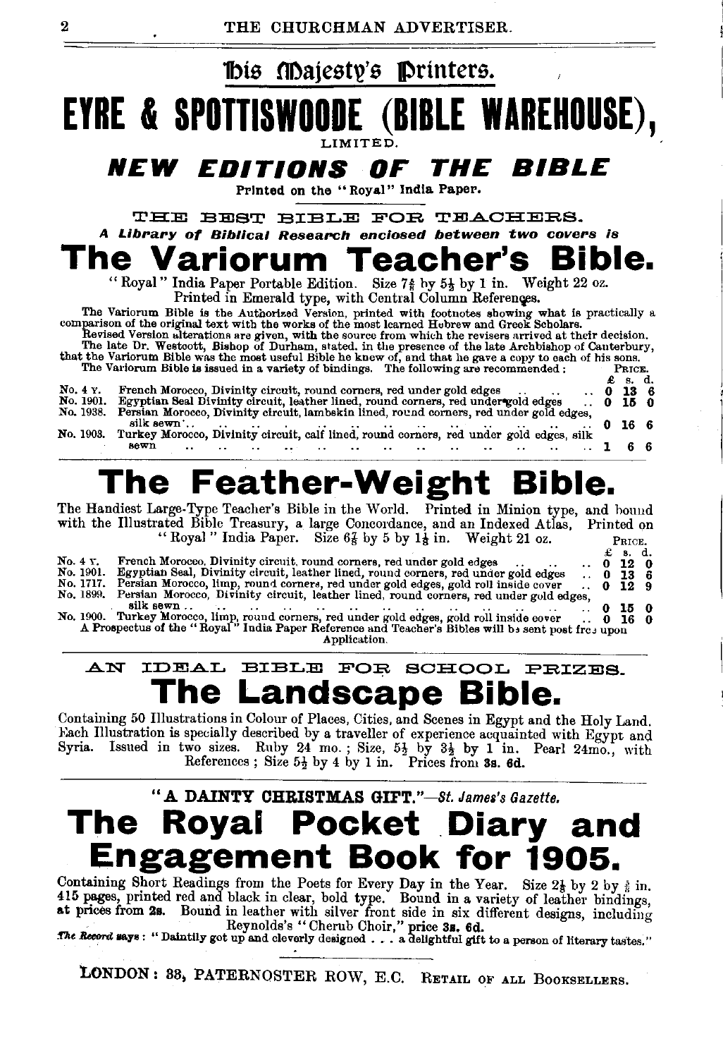His Majesty's Printers.

# EYRE & SPOTTISWOODE (BIBLE WAREHOUSE),

LIMITED.

## *NEW EDITIONS OF THE BIBLE*

Printed on the "Royal" India Paper.

THE BEST BIBLE FOR TEACHERS.

*A Library of Biblical Research enclosed between two covers is*

# The Variorum Teacher's Bible.

"Royal" India Paper Portable Edition. Size $7\frac{5}{8}$ by $5\frac{1}{2}$ by 1 in. Weight 22 oz. Printed in Emerald type, with Central Column References.

The Variorum Bible is the Authorized Version, printed with footnotes showing what is practically a comparison of the original text with the works of the most learned Hebrew and Greek Scholars.

Revised Version alterations are given, with the source from which the revisers arrived at their decision.

The late Dr. Westcott, Bishop of Durham, stated. in the presence of the late Archbishop of Canterbury, that the Variorum Bible was the most useful Bible he knew of, and that he gave a copy to each of his sons.

The Variorum Bible is issued in a variety of bindings. The following are recommended:

| No. | Binding | £ | s. | d. |
|---|---|---|---|---|
| No. 4 Y. | French Morocco, Divinity circuit, round corners, red under gold edges | 0 | 13 | 6 |
| No. 1901. | Egyptian Seal Divinity circuit, leather lined, round corners, red under gold edges | 0 | 15 | 0 |
| No. 1938. | Persian Morocco, Divinity circuit, lambskin lined, round corners, red under gold edges, silk sewn | 0 | 16 | 6 |
| No. 1903. | Turkey Morocco, Divinity circuit, calf lined, round corners, red under gold edges, silk sewn | 1 | 6 | 6 |

# The Feather-Weight Bible.

The Handiest Large-Type Teacher's Bible in the World. Printed in Minion type, and bound with the Illustrated Bible Treasury, a large Concordance, and an Indexed Atlas, Printed on "Royal" India Paper. Size $6\frac{3}{4}$ by 5 by $1\frac{1}{8}$ in. Weight 21 oz.

| No. | Binding | £ | s. | d. |
|---|---|---|---|---|
| No. 4 Y. | French Morocco, Divinity circuit, round corners, red under gold edges | 0 | 12 | 0 |
| No. 1901. | Egyptian Seal, Divinity circuit, leather lined, round corners, red under gold edges | 0 | 13 | 6 |
| No. 1717. | Persian Morocco, limp, round corners, red under gold edges, gold roll inside cover | 0 | 12 | 9 |
| No. 1899. | Persian Morocco, Divinity circuit, leather lined, round corners, red under gold edges, silk sewn | 0 | 15 | 0 |
| No. 1900. | Turkey Morocco, limp, round corners, red under gold edges, gold roll inside cover | 0 | 16 | 0 |

A Prospectus of the "Royal" India Paper Reference and Teacher's Bibles will be sent post free upon Application.

AN IDEAL BIBLE FOR SCHOOL PRIZES.

# The Landscape Bible.

Containing 50 Illustrations in Colour of Places, Cities, and Scenes in Egypt and the Holy Land. Each Illustration is specially described by a traveller of experience acquainted with Egypt and Syria. Issued in two sizes. Ruby 24 mo.; Size, $5\frac{1}{4}$ by $3\frac{1}{2}$ by 1 in. Pearl 24mo., with References; Size $5\frac{1}{2}$ by 4 by 1 in. Prices from **3s. 6d.**

**"A DAINTY CHRISTMAS GIFT."**—*St. James's Gazette.*

# The Royal Pocket Diary and Engagement Book for 1905.

Containing Short Readings from the Poets for Every Day in the Year. Size $2\frac{1}{2}$ by 2 by $\frac{3}{8}$ in. 415 pages, printed red and black in clear, bold type. Bound in a variety of leather bindings, at prices from **2s.** Bound in leather with silver front side in six different designs, including Reynolds's "Cherub Choir," price **3s. 6d.**

*The Record* says: "Daintily got up and cleverly designed . . . a delightful gift to a person of literary tastes."

LONDON: 33, PATERNOSTER ROW, E.C. RETAIL OF ALL BOOKSELLERS.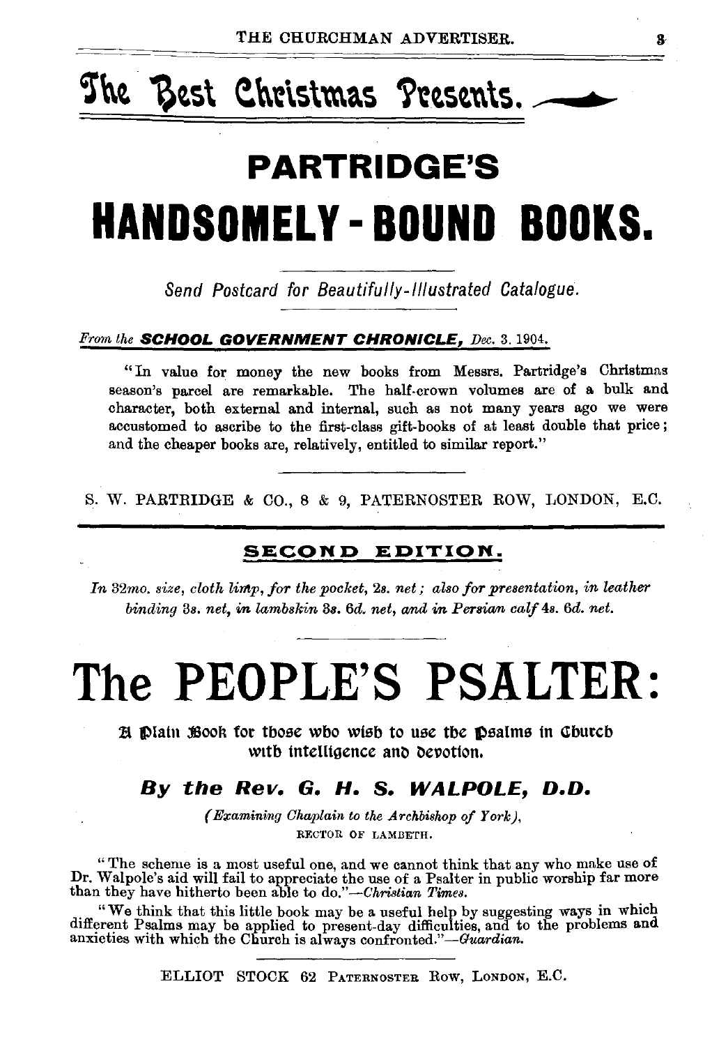# The Best Christmas Presents.

## PARTRIDGE'S

# HANDSOMELY-BOUND BOOKS.

*Send Postcard for Beautifully-Illustrated Catalogue.*

*From the* ***SCHOOL GOVERNMENT CHRONICLE,*** *Dec.* 3. 1904.

"In value for money the new books from Messrs. Partridge's Christmas season's parcel are remarkable. The half-crown volumes are of a bulk and character, both external and internal, such as not many years ago we were accustomed to ascribe to the first-class gift-books of at least double that price; and the cheaper books are, relatively, entitled to similar report."

S. W. PARTRIDGE & CO., 8 & 9, PATERNOSTER ROW, LONDON, E.C.

---

**SECOND EDITION.**

*In 32mo. size, cloth limp, for the pocket, 2s. net; also for presentation, in leather binding 3s. net, in lambskin 3s. 6d. net, and in Persian calf 4s. 6d. net.*

# The PEOPLE'S PSALTER:

A Plain Book for those who wish to use the Psalms in Church with intelligence and devotion.

### *By the Rev. G. H. S. WALPOLE, D.D.*

*(Examining Chaplain to the Archbishop of York),*
RECTOR OF LAMBETH.

"The scheme is a most useful one, and we cannot think that any who make use of Dr. Walpole's aid will fail to appreciate the use of a Psalter in public worship far more than they have hitherto been able to do."—*Christian Times.*

"We think that this little book may be a useful help by suggesting ways in which different Psalms may be applied to present-day difficulties, and to the problems and anxieties with which the Church is always confronted."—*Guardian.*

ELLIOT STOCK 62 PATERNOSTER ROW, LONDON, E.C.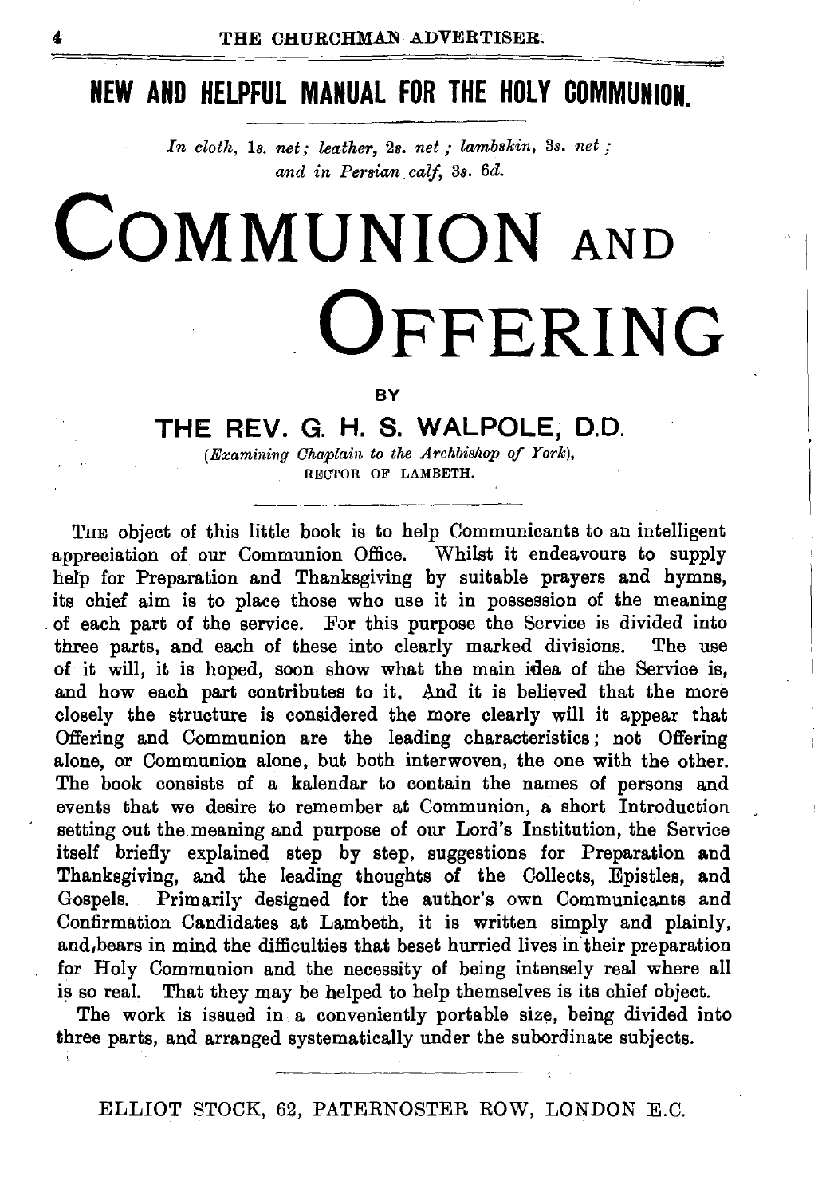## NEW AND HELPFUL MANUAL FOR THE HOLY COMMUNION.

*In cloth,* 1s. *net; leather,* 2s. *net; lambskin,* 3s. *net; and in Persian calf,* 3s. 6d.

# COMMUNION AND OFFERING

BY

### THE REV. G. H. S. WALPOLE, D.D.

*(Examining Chaplain to the Archbishop of York),*
RECTOR OF LAMBETH.

THE object of this little book is to help Communicants to an intelligent appreciation of our Communion Office. Whilst it endeavours to supply help for Preparation and Thanksgiving by suitable prayers and hymns, its chief aim is to place those who use it in possession of the meaning of each part of the service. For this purpose the Service is divided into three parts, and each of these into clearly marked divisions. The use of it will, it is hoped, soon show what the main idea of the Service is, and how each part contributes to it. And it is believed that the more closely the structure is considered the more clearly will it appear that Offering and Communion are the leading characteristics; not Offering alone, or Communion alone, but both interwoven, the one with the other. The book consists of a kalendar to contain the names of persons and events that we desire to remember at Communion, a short Introduction setting out the meaning and purpose of our Lord's Institution, the Service itself briefly explained step by step, suggestions for Preparation and Thanksgiving, and the leading thoughts of the Collects, Epistles, and Gospels. Primarily designed for the author's own Communicants and Confirmation Candidates at Lambeth, it is written simply and plainly, and bears in mind the difficulties that beset hurried lives in their preparation for Holy Communion and the necessity of being intensely real where all is so real. That they may be helped to help themselves is its chief object.

The work is issued in a conveniently portable size, being divided into three parts, and arranged systematically under the subordinate subjects.

ELLIOT STOCK, 62, PATERNOSTER ROW, LONDON E.C.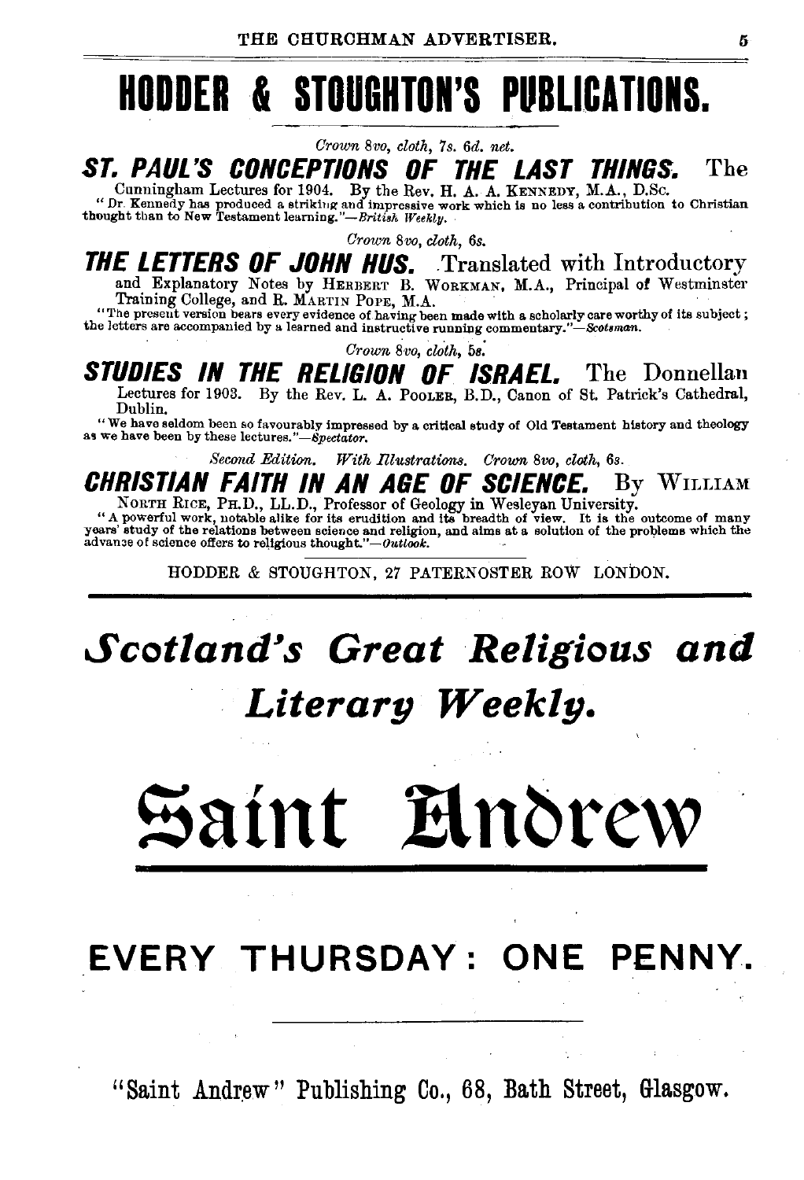# HODDER & STOUGHTON'S PUBLICATIONS.

*Crown 8vo, cloth, 7s. 6d. net.*

**ST. PAUL'S CONCEPTIONS OF THE LAST THINGS.** The Cunningham Lectures for 1904. By the Rev. H. A. A. KENNEDY, M.A., D.Sc.

"Dr. Kennedy has produced a striking and impressive work which is no less a contribution to Christian thought than to New Testament learning."—*British Weekly.*

*Crown 8vo, cloth, 6s.*

**THE LETTERS OF JOHN HUS.** Translated with Introductory and Explanatory Notes by HERBERT B. WORKMAN, M.A., Principal of Westminster Training College, and R. MARTIN POPE, M.A.

"The present version bears every evidence of having been made with a scholarly care worthy of its subject; the letters are accompanied by a learned and instructive running commentary."—*Scotsman.*

*Crown 8vo, cloth, 5s.*

**STUDIES IN THE RELIGION OF ISRAEL.** The Donnellan Lectures for 1903. By the Rev. L. A. POOLER, B.D., Canon of St. Patrick's Cathedral, Dublin.

"We have seldom been so favourably impressed by a critical study of Old Testament history and theology as we have been by these lectures."—*Spectator.*

*Second Edition. With Illustrations. Crown 8vo, cloth, 6s.*

**CHRISTIAN FAITH IN AN AGE OF SCIENCE.** By WILLIAM NORTH RICE, PH.D., LL.D., Professor of Geology in Wesleyan University.

"A powerful work, notable alike for its erudition and its breadth of view. It is the outcome of many years' study of the relations between science and religion, and aims at a solution of the problems which the advance of science offers to religious thought."—*Outlook.*

HODDER & STOUGHTON, 27 PATERNOSTER ROW LONDON.

---

## *Scotland's Great Religious and Literary Weekly.*

# Saint Andrew

## EVERY THURSDAY: ONE PENNY.

"Saint Andrew" Publishing Co., 68, Bath Street, Glasgow.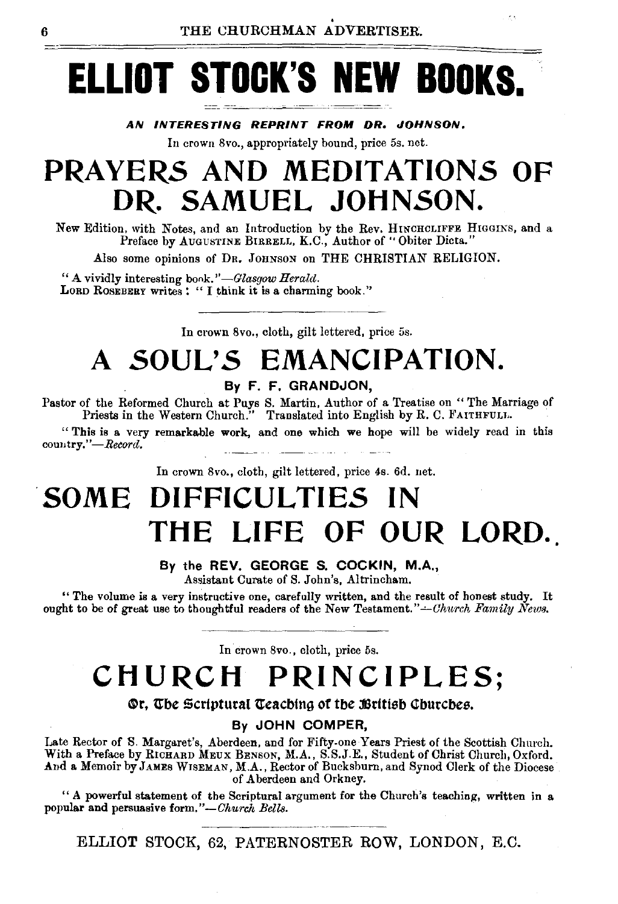# ELLIOT STOCK'S NEW BOOKS.

***AN INTERESTING REPRINT FROM DR. JOHNSON.***

In crown 8vo., appropriately bound, price 5s. net.

## PRAYERS AND MEDITATIONS OF DR. SAMUEL JOHNSON.

New Edition, with Notes, and an Introduction by the Rev. HINCHCLIFFE HIGGINS, and a Preface by AUGUSTINE BIRRELL, K.C., Author of "Obiter Dicta."

Also some opinions of DR. JOHNSON on THE CHRISTIAN RELIGION.

"A vividly interesting book."—*Glasgow Herald.*
LORD ROSEBERY writes: "I think it is a charming book."

---

In crown 8vo., cloth, gilt lettered, price 5s.

## A SOUL'S EMANCIPATION.

**By F. F. GRANDJON,**

Pastor of the Reformed Church at Puys S. Martin, Author of a Treatise on "The Marriage of Priests in the Western Church." Translated into English by R. C. FAITHFULL.

"This is a very remarkable work, and one which we hope will be widely read in this country."—*Record.*

---

In crown 8vo., cloth, gilt lettered, price 4s. 6d. net.

## SOME DIFFICULTIES IN THE LIFE OF OUR LORD.

**By the REV. GEORGE S. COCKIN, M.A.,**
Assistant Curate of S. John's, Altrincham.

"The volume is a very instructive one, carefully written, and the result of honest study. It ought to be of great use to thoughtful readers of the New Testament."—*Church Family News.*

---

In crown 8vo., cloth, price 5s.

## CHURCH PRINCIPLES;

**Or, The Scriptural Teaching of the British Churches.**

**By JOHN COMPER,**

Late Rector of S. Margaret's, Aberdeen, and for Fifty-one Years Priest of the Scottish Church. With a Preface by RICHARD MEUX BENSON, M.A., S.S.J.E., Student of Christ Church, Oxford. And a Memoir by JAMES WISEMAN, M.A., Rector of Bucksburn, and Synod Clerk of the Diocese of Aberdeen and Orkney.

"A powerful statement of the Scriptural argument for the Church's teaching, written in a popular and persuasive form."—*Church Bells.*

---

ELLIOT STOCK, 62, PATERNOSTER ROW, LONDON, E.C.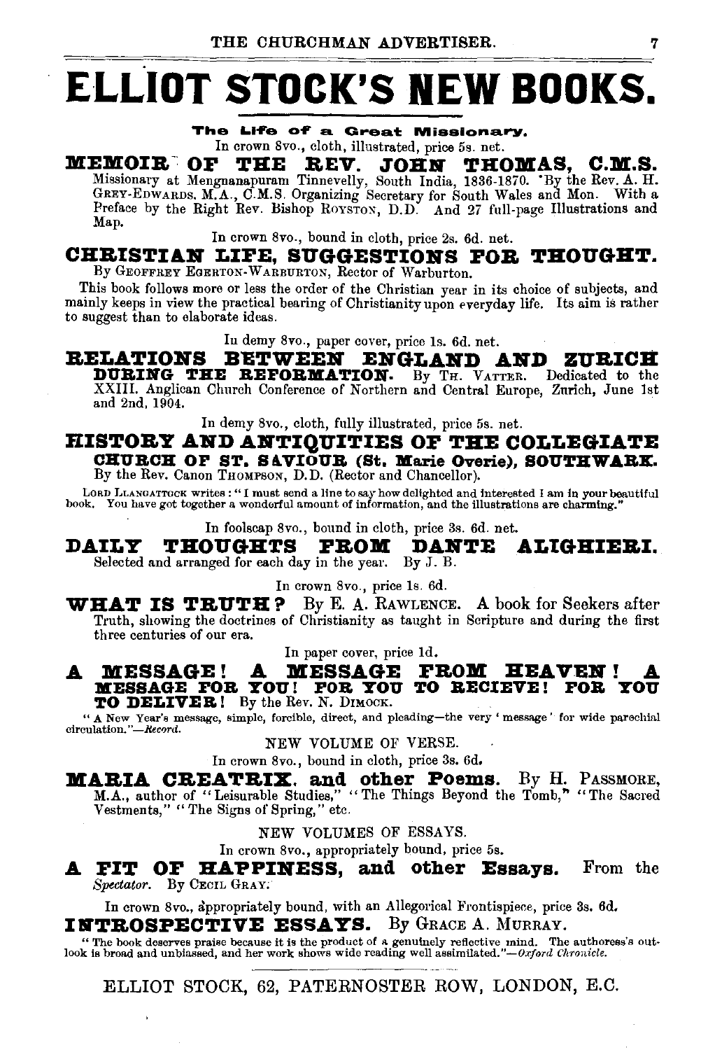# ELLIOT STOCK'S NEW BOOKS.

**The Life of a Great Missionary.**

In crown 8vo., cloth, illustrated, price 5s. net.

## MEMOIR OF THE REV. JOHN THOMAS, C.M.S.

Missionary at Mengnanapuram Tinnevelly, South India, 1836-1870. By the Rev. A. H. Grey-Edwards, M.A., C.M.S. Organizing Secretary for South Wales and Mon. With a Preface by the Right Rev. Bishop Royston, D.D. And 27 full-page Illustrations and Map.

In crown 8vo., bound in cloth, price 2s. 6d. net.

## CHRISTIAN LIFE, SUGGESTIONS FOR THOUGHT.

By Geoffrey Egerton-Warburton, Rector of Warburton.

This book follows more or less the order of the Christian year in its choice of subjects, and mainly keeps in view the practical bearing of Christianity upon everyday life. Its aim is rather to suggest than to elaborate ideas.

In demy 8vo., paper cover, price 1s. 6d. net.

## RELATIONS BETWEEN ENGLAND AND ZURICH DURING THE REFORMATION.

By Th. Vatter. Dedicated to the XXIII. Anglican Church Conference of Northern and Central Europe, Zurich, June 1st and 2nd, 1904.

In demy 8vo., cloth, fully illustrated, price 5s. net.

## HISTORY AND ANTIQUITIES OF THE COLLEGIATE CHURCH OF ST. SAVIOUR (St. Marie Overie), SOUTHWARK.

By the Rev. Canon Thompson, D.D. (Rector and Chancellor).

Lord Llangattock writes: "I must send a line to say how delighted and interested I am in your beautiful book. You have got together a wonderful amount of information, and the illustrations are charming."

In foolscap 8vo., bound in cloth, price 3s. 6d. net.

## DAILY THOUGHTS FROM DANTE ALIGHIERI.

Selected and arranged for each day in the year. By J. B.

In crown 8vo., price 1s. 6d.

## WHAT IS TRUTH?

By E. A. Rawlence. A book for Seekers after Truth, showing the doctrines of Christianity as taught in Scripture and during the first three centuries of our era.

In paper cover, price 1d.

## A MESSAGE! A MESSAGE FROM HEAVEN! A MESSAGE FOR YOU! FOR YOU TO RECIEVE! FOR YOU TO DELIVER!

By the Rev. N. Dimock.

"A New Year's message, simple, forcible, direct, and pleading—the very 'message' for wide parochial circulation."—*Record.*

NEW VOLUME OF VERSE.

In crown 8vo., bound in cloth, price 3s. 6d.

## MARIA CREATRIX, and other Poems.

By H. Passmore, M.A., author of "Leisurable Studies," "The Things Beyond the Tomb," "The Sacred Vestments," "The Signs of Spring," etc.

NEW VOLUMES OF ESSAYS.

In crown 8vo., appropriately bound, price 5s.

## A FIT OF HAPPINESS, and other Essays.

From the *Spectator.* By Cecil Gray.

In crown 8vo., appropriately bound, with an Allegorical Frontispiece, price 3s. 6d.

## INTROSPECTIVE ESSAYS.

By Grace A. Murray.

"The book deserves praise because it is the product of a genuinely reflective mind. The authoress's outlook is broad and unbiassed, and her work shows wide reading well assimilated."—*Oxford Chronicle.*

ELLIOT STOCK, 62, PATERNOSTER ROW, LONDON, E.C.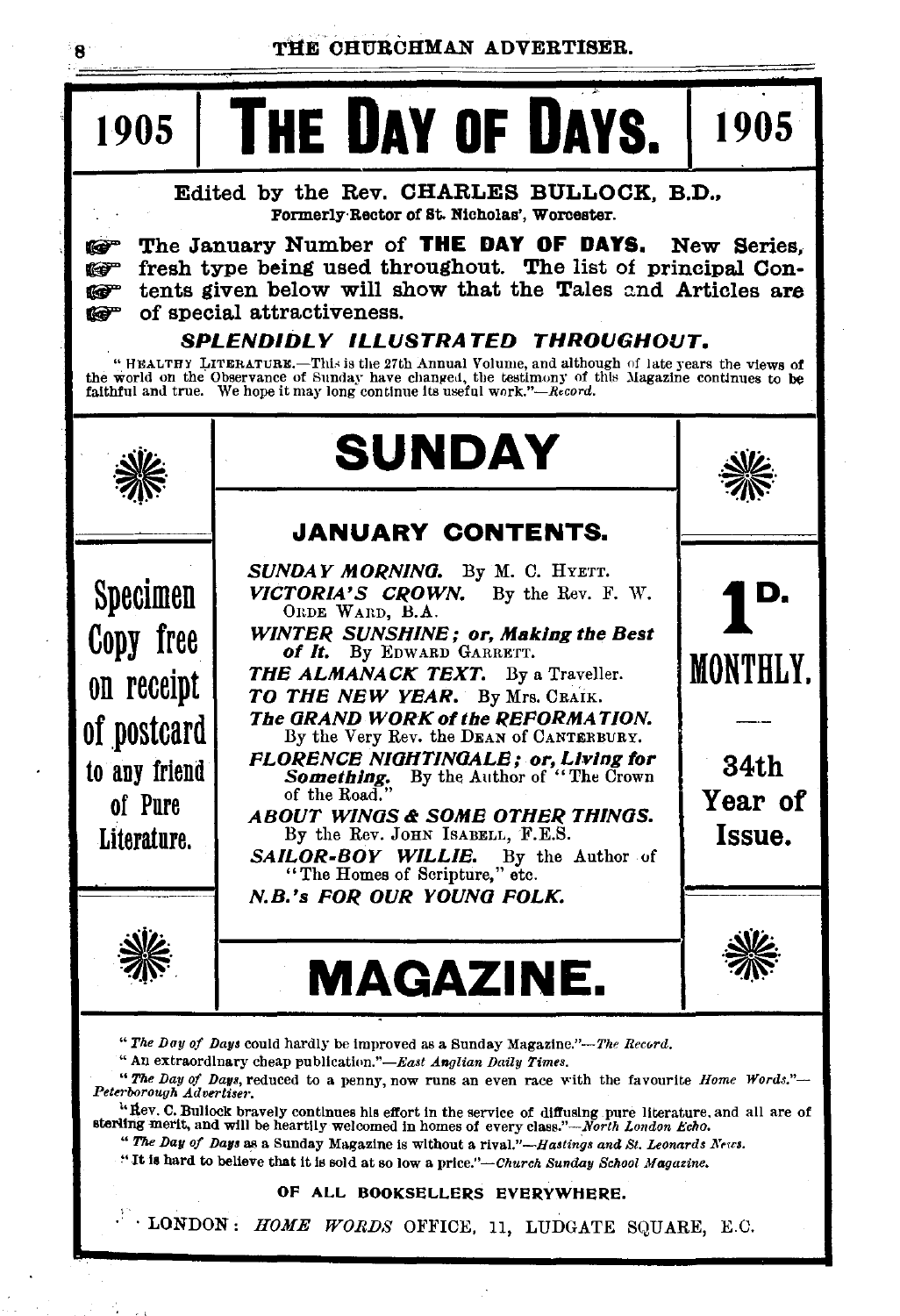# 1905 | THE DAY OF DAYS. | 1905

Edited by the Rev. CHARLES BULLOCK, B.D.,
Formerly Rector of St. Nicholas', Worcester.

☞ The January Number of **THE DAY OF DAYS.** New Series, fresh type being used throughout. The list of principal Contents given below will show that the Tales and Articles are of special attractiveness.

***SPLENDIDLY ILLUSTRATED THROUGHOUT.***

"HEALTHY LITERATURE.—This is the 27th Annual Volume, and although of late years the views of the world on the Observance of Sunday have changed, the testimony of this Magazine continues to be faithful and true. We hope it may long continue its useful work."—*Record.*

# SUNDAY

Specimen Copy free on receipt of postcard to any friend of Pure Literature.

## JANUARY CONTENTS.

*SUNDAY MORNING.* By M. C. HYETT.
*VICTORIA'S CROWN.* By the Rev. F. W. ORDE WARD, B.A.
*WINTER SUNSHINE; or, Making the Best of It.* By EDWARD GARRETT.
*THE ALMANACK TEXT.* By a Traveller.
*TO THE NEW YEAR.* By Mrs. CRAIK.
*The GRAND WORK of the REFORMATION.* By the Very Rev. the DEAN of CANTERBURY.
*FLORENCE NIGHTINGALE; or, Living for Something.* By the Author of "The Crown of the Road."
*ABOUT WINGS & SOME OTHER THINGS.* By the Rev. JOHN ISABELL, F.E.S.
*SAILOR-BOY WILLIE.* By the Author of "The Homes of Scripture," etc.
*N.B.'s FOR OUR YOUNG FOLK.*

1D. MONTHLY.

34th Year of Issue.

# MAGAZINE.

"*The Day of Days* could hardly be improved as a Sunday Magazine."—*The Record.*

"An extraordinary cheap publication."—*East Anglian Daily Times.*

"*The Day of Days*, reduced to a penny, now runs an even race with the favourite *Home Words.*"—*Peterborough Advertiser.*

"Rev. C. Bullock bravely continues his effort in the service of diffusing pure literature, and all are of sterling merit, and will be heartily welcomed in homes of every class."—*North London Echo.*

"*The Day of Days* as a Sunday Magazine is without a rival."—*Hastings and St. Leonards News.*

"It is hard to believe that it is sold at so low a price."—*Church Sunday School Magazine.*

OF ALL BOOKSELLERS EVERYWHERE.

LONDON: *HOME WORDS* OFFICE, 11, LUDGATE SQUARE, E.C.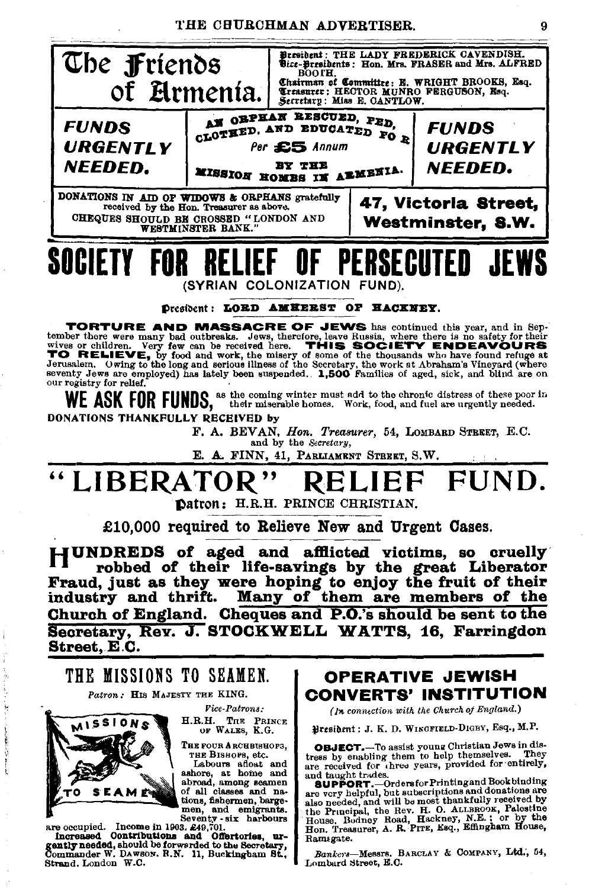# The Friends of Armenia.

**President**: THE LADY FREDERICK CAVENDISH.
**Vice-Presidents**: Hon. Mrs. FRASER and Mrs. ALFRED BOOTH.
**Chairman of Committee**: E. WRIGHT BROOKS, Esq.
**Treasurer**: HECTOR MUNRO FERGUSON, Esq.
**Secretary**: Miss E. CANTLOW.

**FUNDS URGENTLY NEEDED.**

AN ORPHAN RESCUED, FED, CLOTHED, AND EDUCATED FOR

*Per* **£5** *Annum*

BY THE MISSION HOMES IN ARMENIA.

**FUNDS URGENTLY NEEDED.**

DONATIONS IN AID OF WIDOWS & ORPHANS gratefully received by the Hon. Treasurer as above.
CHEQUES SHOULD BE CROSSED "LONDON AND WESTMINSTER BANK."

**47, Victoria Street, Westminster, S.W.**

# SOCIETY FOR RELIEF OF PERSECUTED JEWS

(SYRIAN COLONIZATION FUND).

**President**: LORD AMHERST OF HACKNEY.

**TORTURE AND MASSACRE OF JEWS** has continued this year, and in September there were many bad outbreaks. Jews, therefore, leave Russia, where there is no safety for their wives or children. Very few can be received here. **THIS SOCIETY ENDEAVOURS TO RELIEVE,** by food and work, the misery of some of the thousands who have found refuge at Jerusalem. Owing to the long and serious illness of the Secretary, the work at Abraham's Vineyard (where seventy Jews are employed) has lately been suspended. **1,500** Families of aged, sick, and blind are on our registry for relief.

**WE ASK FOR FUNDS,** as the coming winter must add to the chronic distress of these poor in their miserable homes. Work, food, and fuel are urgently needed.

DONATIONS THANKFULLY RECEIVED by

F. A. BEVAN, *Hon. Treasurer*, 54, LOMBARD STREET, E.C.
and by the *Secretary*,
E. A. FINN, 41, PARLIAMENT STREET, S.W.

# "LIBERATOR" RELIEF FUND.

**Patron**: H.R.H. PRINCE CHRISTIAN.

**£10,000 required to Relieve New and Urgent Cases.**

**HUNDREDS of aged and afflicted victims, so cruelly robbed of their life-savings by the great Liberator Fraud, just as they were hoping to enjoy the fruit of their industry and thrift. Many of them are members of the Church of England. Cheques and P.O.'s should be sent to the Secretary, Rev. J. STOCKWELL WATTS, 16, Farringdon Street, E.C.**

## THE MISSIONS TO SEAMEN.

*Patron*: HIS MAJESTY THE KING.

*Vice-Patrons*:
H.R.H. THE PRINCE OF WALES, K.G.
THE FOUR ARCHBISHOPS, THE BISHOPS, etc.

Labours afloat and ashore, at home and abroad, among seamen of all classes and nations, fishermen, bargemen, and emigrants. Seventy-six harbours are occupied. Income in 1903, £49,701.

**Increased Contributions and Offertories, urgently needed,** should be forwarded to the Secretary, Commander W. DAWSON, R.N. 11, Buckingham St., Strand, London W.C.

## OPERATIVE JEWISH CONVERTS' INSTITUTION

(*In connection with the Church of England.*)

**President**: J. K. D. WINGFIELD-DIGBY, Esq., M.P.

**OBJECT.**—To assist young Christian Jews in distress by enabling them to help themselves. They are received for three years, provided for entirely, and taught trades.

**SUPPORT.**—Orders for Printing and Bookbinding are very helpful, but subscriptions and donations are also needed, and will be most thankfully received by the Principal, the Rev. H. O. ALLBROOK, Palestine House, Bodney Road, Hackney, N.E.; or by the Hon. Treasurer, A. R. PITE, Esq., Effingham House, Ramsgate.

*Bankers*—Messrs. BARCLAY & COMPANY, Ltd., 54, Lombard Street, E.C.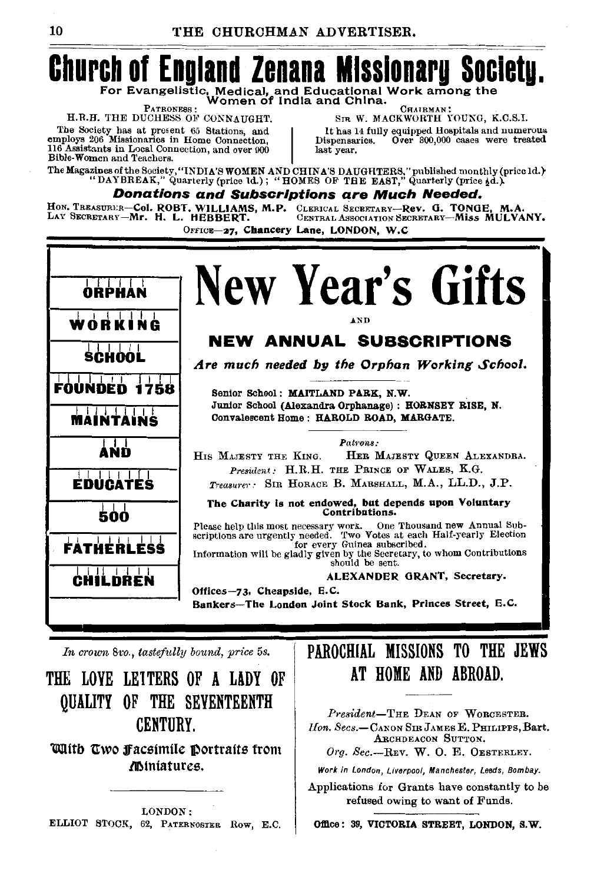# Church of England Zenana Missionary Society.

**For Evangelistic, Medical, and Educational Work among the Women of India and China.**

PATRONESS: H.R.H. THE DUCHESS OF CONNAUGHT.

CHAIRMAN: SIR W. MACKWORTH YOUNG, K.C.S.I.

The Society has at present 65 Stations, and employs 206 Missionaries in Home Connection, 116 Assistants in Local Connection, and over 900 Bible-Women and Teachers.

It has 14 fully equipped Hospitals and numerous Dispensaries. Over 300,000 cases were treated last year.

The Magazines of the Society, "INDIA'S WOMEN AND CHINA'S DAUGHTERS," published monthly (price 1d.) "DAYBREAK," Quarterly (price 1d.); "HOMES OF THE EAST," Quarterly (price ½d.)

***Donations and Subscriptions are Much Needed.***

HON. TREASURER—**Col. ROBT. WILLIAMS, M.P.** CLERICAL SECRETARY—**Rev. G. TONGE, M.A.**
LAY SECRETARY—**Mr. H. L. HEBBERT.** CENTRAL ASSOCIATION SECRETARY—**Miss MULVANY.**

OFFICE—**27, Chancery Lane, LONDON, W.C**

---

ORPHAN WORKING SCHOOL FOUNDED 1758 MAINTAINS AND EDUCATES 500 FATHERLESS CHILDREN

# New Year's Gifts

AND

## NEW ANNUAL SUBSCRIPTIONS

***Are much needed by the Orphan Working School.***

**Senior School: MAITLAND PARK, N.W.**
**Junior School (Alexandra Orphanage): HORNSEY RISE, N.**
**Convalescent Home: HAROLD ROAD, MARGATE.**

*Patrons:*
HIS MAJESTY THE KING. HER MAJESTY QUEEN ALEXANDRA.
*President:* H.R.H. THE PRINCE OF WALES, K.G.
*Treasurer:* SIR HORACE B. MARSHALL, M.A., LL.D., J.P.

**The Charity is not endowed, but depends upon Voluntary Contributions.**

Please help this most necessary work. One Thousand new Annual Subscriptions are urgently needed. Two Votes at each Half-yearly Election for every Guinea subscribed.
Information will be gladly given by the Secretary, to whom Contributions should be sent.

**ALEXANDER GRANT, Secretary.**

**Offices—73, Cheapside, E.C.**
**Bankers—The London Joint Stock Bank, Princes Street, E.C.**

---

*In crown 8vo., tastefully bound, price 5s.*

## THE LOVE LETTERS OF A LADY OF QUALITY OF THE SEVENTEENTH CENTURY.

With Two Facsimile Portraits from Miniatures.

LONDON:
ELLIOT STOCK, 62, PATERNOSTER ROW, E.C.

---

## PAROCHIAL MISSIONS TO THE JEWS AT HOME AND ABROAD.

*President*—THE DEAN OF WORCESTER.
*Hon. Secs.*—CANON SIR JAMES E. PHILIPPS, Bart.
ARCHDEACON SUTTON.
*Org. Sec.*—REV. W. O. E. OESTERLEY.

*Work in London, Liverpool, Manchester, Leeds, Bombay.*

Applications for Grants have constantly to be refused owing to want of Funds.

**Office: 39, VICTORIA STREET, LONDON, S.W.**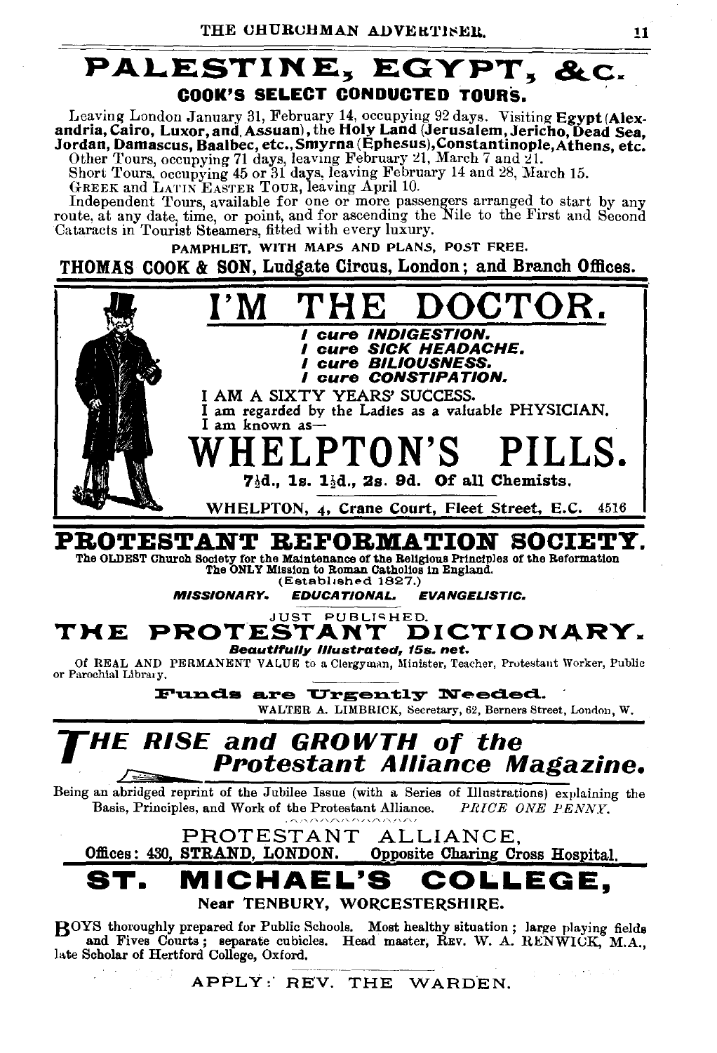# PALESTINE, EGYPT, &c.

## COOK'S SELECT CONDUCTED TOURS.

Leaving London January 31, February 14, occupying 92 days. Visiting **Egypt (Alexandria, Cairo, Luxor, and Assuan)**, the **Holy Land (Jerusalem, Jericho, Dead Sea, Jordan, Damascus, Baalbec, etc., Smyrna (Ephesus), Constantinople, Athens, etc.**

Other Tours, occupying 71 days, leaving February 21, March 7 and 21.

Short Tours, occupying 45 or 31 days, leaving February 14 and 28, March 15.

GREEK and LATIN EASTER TOUR, leaving April 10.

Independent Tours, available for one or more passengers arranged to start by any route, at any date, time, or point, and for ascending the Nile to the First and Second Cataracts in Tourist Steamers, fitted with every luxury.

PAMPHLET, WITH MAPS AND PLANS, POST FREE.

**THOMAS COOK & SON, Ludgate Circus, London; and Branch Offices.**

---

# I'M THE DOCTOR.

***I cure INDIGESTION.***
***I cure SICK HEADACHE.***
***I cure BILIOUSNESS.***
***I cure CONSTIPATION.***

I AM A SIXTY YEARS' SUCCESS.
I am regarded by the Ladies as a valuable PHYSICIAN.
I am known as—

# WHELPTON'S PILLS.

**7½d., 1s. 1½d., 2s. 9d. Of all Chemists.**

WHELPTON, 4, Crane Court, Fleet Street, E.C. 4516

---

# PROTESTANT REFORMATION SOCIETY.

**The OLDEST Church Society for the Maintenance of the Religious Principles of the Reformation**
**The ONLY Mission to Roman Catholics in England.**
(Established 1827.)

***MISSIONARY. EDUCATIONAL. EVANGELISTIC.***

JUST PUBLISHED.

## THE PROTESTANT DICTIONARY.

***Beautifully Illustrated, 15s. net.***

Of REAL AND PERMANENT VALUE to a Clergyman, Minister, Teacher, Protestant Worker, Public or Parochial Library.

**Funds are Urgently Needed.**

WALTER A. LIMBRICK, Secretary, 62, Berners Street, London, W.

---

## *THE RISE and GROWTH of the Protestant Alliance Magazine.*

Being an abridged reprint of the Jubilee Issue (with a Series of Illustrations) explaining the Basis, Principles, and Work of the Protestant Alliance. *PRICE ONE PENNY.*

PROTESTANT ALLIANCE,
**Offices: 430, STRAND, LONDON. Opposite Charing Cross Hospital.**

---

# ST. MICHAEL'S COLLEGE,

**Near TENBURY, WORCESTERSHIRE.**

BOYS thoroughly prepared for Public Schools. Most healthy situation; large playing fields and Fives Courts; separate cubicles. Head master, REV. W. A. RENWICK, M.A., late Scholar of Hertford College, Oxford.

APPLY: REV. THE WARDEN.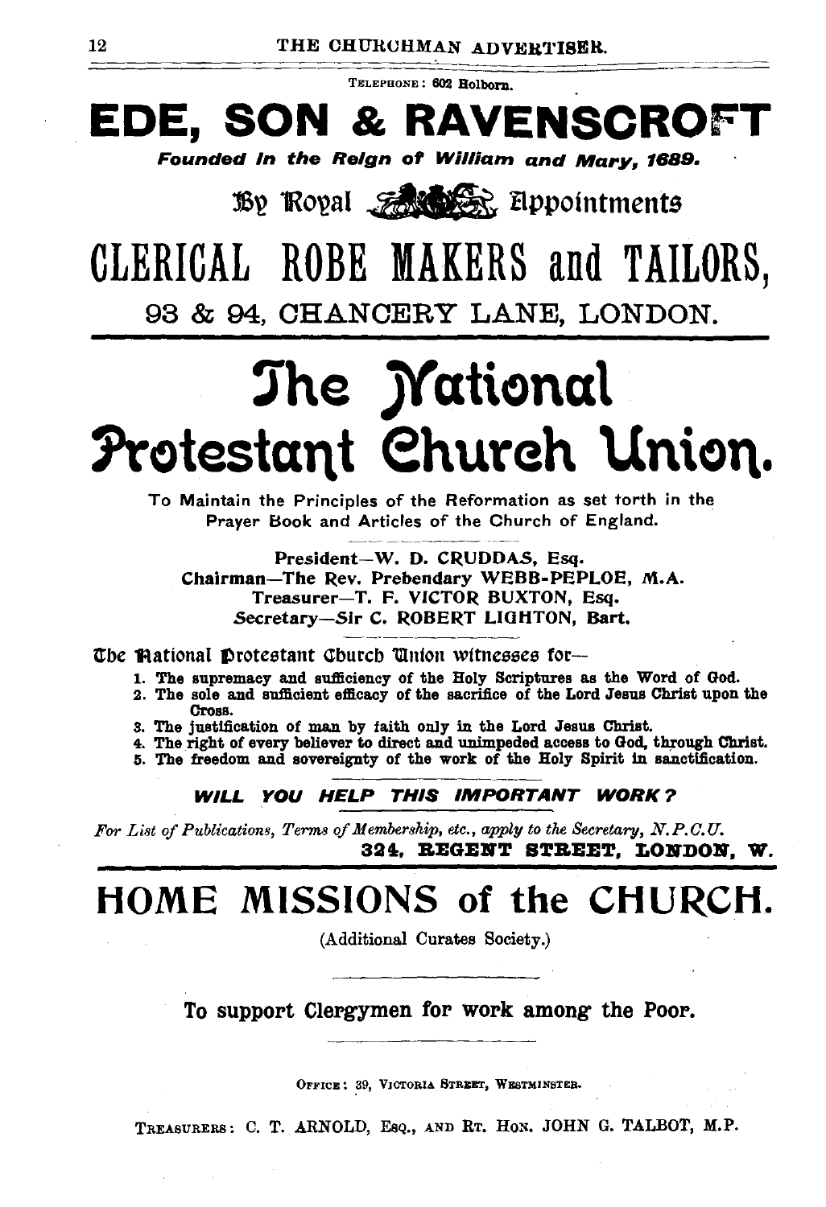TELEPHONE: 602 Holborn.

# EDE, SON & RAVENSCROFT

***Founded in the Reign of William and Mary, 1689.***

By Royal Appointments

# CLERICAL ROBE MAKERS and TAILORS,

93 & 94, CHANCERY LANE, LONDON.

# The National Protestant Church Union.

To Maintain the Principles of the Reformation as set forth in the Prayer Book and Articles of the Church of England.

**President—W. D. CRUDDAS, Esq.**
**Chairman—The Rev. Prebendary WEBB-PEPLOE, M.A.**
**Treasurer—T. F. VICTOR BUXTON, Esq.**
**Secretary—Sir C. ROBERT LIGHTON, Bart.**

The National Protestant Church Union witnesses for—

1. **The supremacy and sufficiency of the Holy Scriptures as the Word of God.**
2. **The sole and sufficient efficacy of the sacrifice of the Lord Jesus Christ upon the Cross.**
3. **The justification of man by faith only in the Lord Jesus Christ.**
4. **The right of every believer to direct and unimpeded access to God, through Christ.**
5. **The freedom and sovereignty of the work of the Holy Spirit in sanctification.**

***WILL YOU HELP THIS IMPORTANT WORK?***

*For List of Publications, Terms of Membership, etc., apply to the Secretary, N.P.C.U.*
**324, REGENT STREET, LONDON, W.**

# HOME MISSIONS of the CHURCH.

(Additional Curates Society.)

**To support Clergymen for work among the Poor.**

OFFICE: 39, VICTORIA STREET, WESTMINSTER.

TREASURERS: C. T. ARNOLD, ESQ., AND RT. HON. JOHN G. TALBOT, M.P.